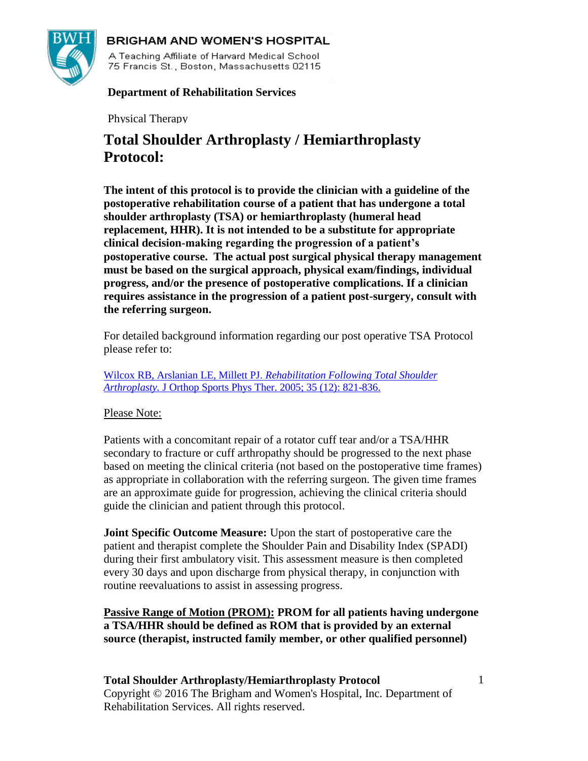BRIGHAM AND WOMEN'S HOSPITAL

A Teaching Affiliate of Harvard Medical School
75 Francis St., Boston, Massachusetts 02115

**Department of Rehabilitation Services**

Physical Therapy

# Total Shoulder Arthroplasty / Hemiarthroplasty Protocol:

**The intent of this protocol is to provide the clinician with a guideline of the postoperative rehabilitation course of a patient that has undergone a total shoulder arthroplasty (TSA) or hemiarthroplasty (humeral head replacement, HHR). It is not intended to be a substitute for appropriate clinical decision-making regarding the progression of a patient's postoperative course. The actual post surgical physical therapy management must be based on the surgical approach, physical exam/findings, individual progress, and/or the presence of postoperative complications. If a clinician requires assistance in the progression of a patient post-surgery, consult with the referring surgeon.**

For detailed background information regarding our post operative TSA Protocol please refer to:

Wilcox RB, Arslanian LE, Millett PJ. *Rehabilitation Following Total Shoulder Arthroplasty.* J Orthop Sports Phys Ther. 2005; 35 (12): 821-836.

Please Note:

Patients with a concomitant repair of a rotator cuff tear and/or a TSA/HHR secondary to fracture or cuff arthropathy should be progressed to the next phase based on meeting the clinical criteria (not based on the postoperative time frames) as appropriate in collaboration with the referring surgeon. The given time frames are an approximate guide for progression, achieving the clinical criteria should guide the clinician and patient through this protocol.

**Joint Specific Outcome Measure:** Upon the start of postoperative care the patient and therapist complete the Shoulder Pain and Disability Index (SPADI) during their first ambulatory visit. This assessment measure is then completed every 30 days and upon discharge from physical therapy, in conjunction with routine reevaluations to assist in assessing progress.

**Passive Range of Motion (PROM): PROM for all patients having undergone a TSA/HHR should be defined as ROM that is provided by an external source (therapist, instructed family member, or other qualified personnel)**

**Total Shoulder Arthroplasty/Hemiarthroplasty Protocol**
Copyright © 2016 The Brigham and Women's Hospital, Inc. Department of Rehabilitation Services. All rights reserved.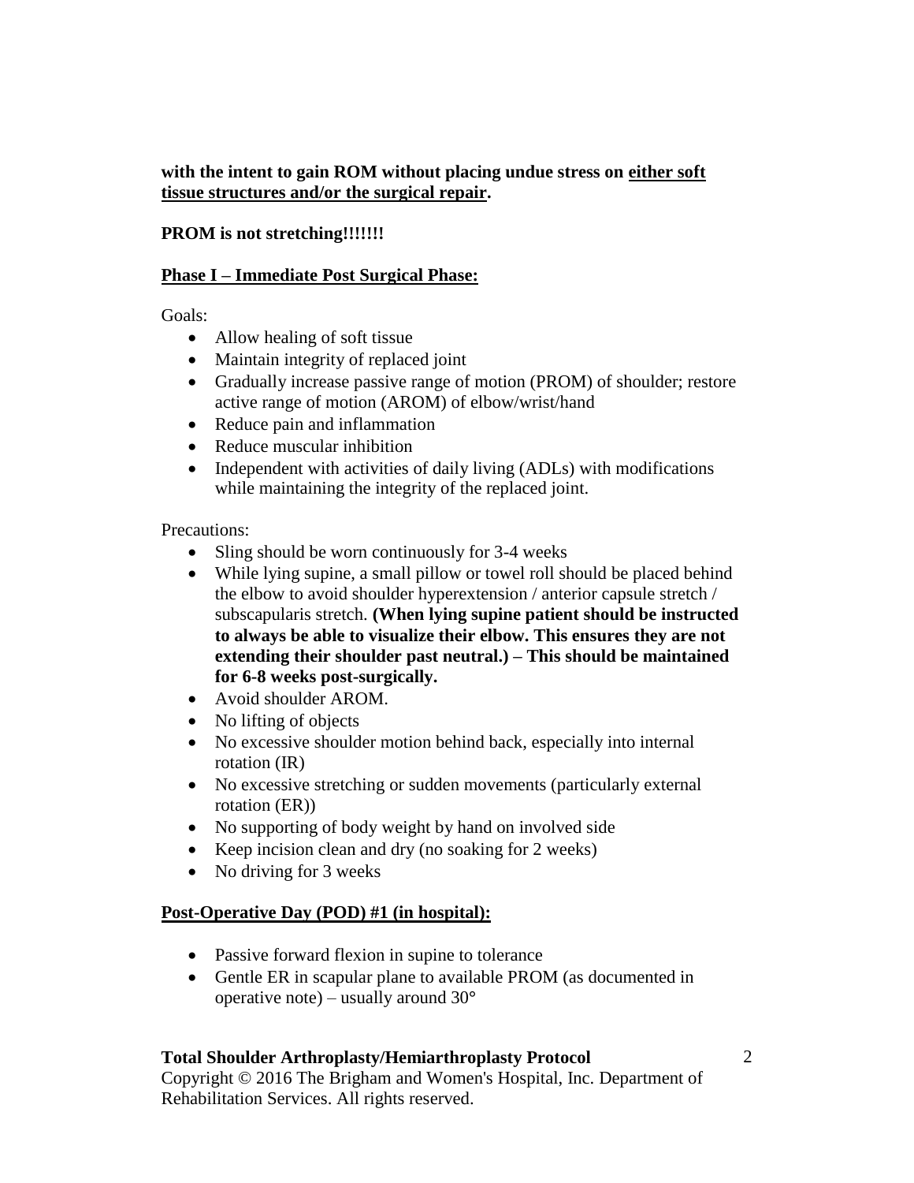**with the intent to gain ROM without placing undue stress on <u>either soft tissue structures and/or the surgical repair</u>.**

**PROM is not stretching!!!!!!!**

## <u>Phase I – Immediate Post Surgical Phase:</u>

Goals:

- Allow healing of soft tissue
- Maintain integrity of replaced joint
- Gradually increase passive range of motion (PROM) of shoulder; restore active range of motion (AROM) of elbow/wrist/hand
- Reduce pain and inflammation
- Reduce muscular inhibition
- Independent with activities of daily living (ADLs) with modifications while maintaining the integrity of the replaced joint.

Precautions:

- Sling should be worn continuously for 3-4 weeks
- While lying supine, a small pillow or towel roll should be placed behind the elbow to avoid shoulder hyperextension / anterior capsule stretch / subscapularis stretch. **(When lying supine patient should be instructed to always be able to visualize their elbow. This ensures they are not extending their shoulder past neutral.) – This should be maintained for 6-8 weeks post-surgically.**
- Avoid shoulder AROM.
- No lifting of objects
- No excessive shoulder motion behind back, especially into internal rotation (IR)
- No excessive stretching or sudden movements (particularly external rotation (ER))
- No supporting of body weight by hand on involved side
- Keep incision clean and dry (no soaking for 2 weeks)
- No driving for 3 weeks

## <u>Post-Operative Day (POD) #1 (in hospital):</u>

- Passive forward flexion in supine to tolerance
- Gentle ER in scapular plane to available PROM (as documented in operative note) – usually around 30°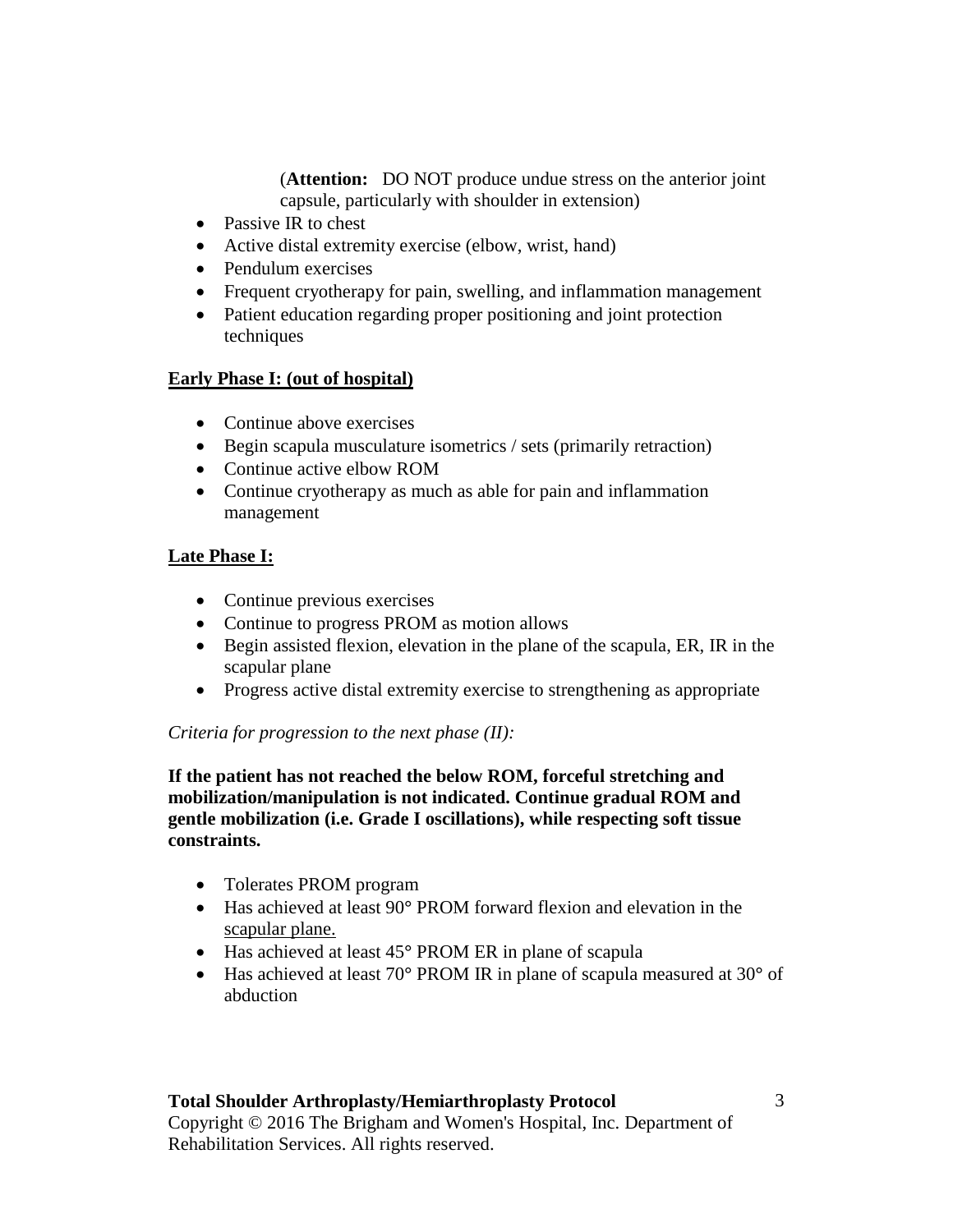(**Attention:** DO NOT produce undue stress on the anterior joint capsule, particularly with shoulder in extension)

- Passive IR to chest
- Active distal extremity exercise (elbow, wrist, hand)
- Pendulum exercises
- Frequent cryotherapy for pain, swelling, and inflammation management
- Patient education regarding proper positioning and joint protection techniques

**Early Phase I: (out of hospital)**

- Continue above exercises
- Begin scapula musculature isometrics / sets (primarily retraction)
- Continue active elbow ROM
- Continue cryotherapy as much as able for pain and inflammation management

**Late Phase I:**

- Continue previous exercises
- Continue to progress PROM as motion allows
- Begin assisted flexion, elevation in the plane of the scapula, ER, IR in the scapular plane
- Progress active distal extremity exercise to strengthening as appropriate

*Criteria for progression to the next phase (II):*

**If the patient has not reached the below ROM, forceful stretching and mobilization/manipulation is not indicated. Continue gradual ROM and gentle mobilization (i.e. Grade I oscillations), while respecting soft tissue constraints.**

- Tolerates PROM program
- Has achieved at least 90° PROM forward flexion and elevation in the scapular plane.
- Has achieved at least 45° PROM ER in plane of scapula
- Has achieved at least 70° PROM IR in plane of scapula measured at 30° of abduction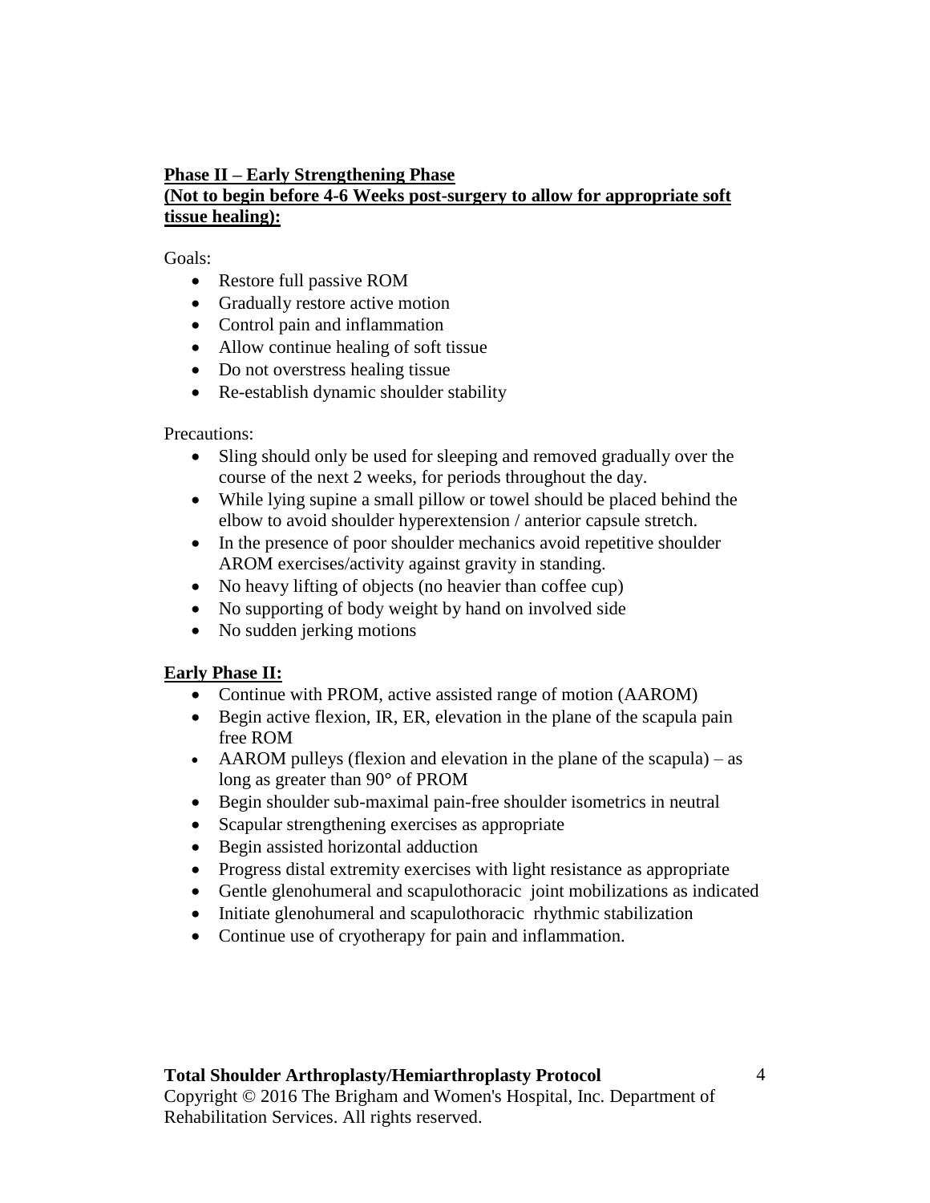**Phase II – Early Strengthening Phase**
**(Not to begin before 4-6 Weeks post-surgery to allow for appropriate soft tissue healing):**

Goals:

- Restore full passive ROM
- Gradually restore active motion
- Control pain and inflammation
- Allow continue healing of soft tissue
- Do not overstress healing tissue
- Re-establish dynamic shoulder stability

Precautions:

- Sling should only be used for sleeping and removed gradually over the course of the next 2 weeks, for periods throughout the day.
- While lying supine a small pillow or towel should be placed behind the elbow to avoid shoulder hyperextension / anterior capsule stretch.
- In the presence of poor shoulder mechanics avoid repetitive shoulder AROM exercises/activity against gravity in standing.
- No heavy lifting of objects (no heavier than coffee cup)
- No supporting of body weight by hand on involved side
- No sudden jerking motions

**Early Phase II:**

- Continue with PROM, active assisted range of motion (AAROM)
- Begin active flexion, IR, ER, elevation in the plane of the scapula pain free ROM
- AAROM pulleys (flexion and elevation in the plane of the scapula) – as long as greater than 90° of PROM
- Begin shoulder sub-maximal pain-free shoulder isometrics in neutral
- Scapular strengthening exercises as appropriate
- Begin assisted horizontal adduction
- Progress distal extremity exercises with light resistance as appropriate
- Gentle glenohumeral and scapulothoracic joint mobilizations as indicated
- Initiate glenohumeral and scapulothoracic rhythmic stabilization
- Continue use of cryotherapy for pain and inflammation.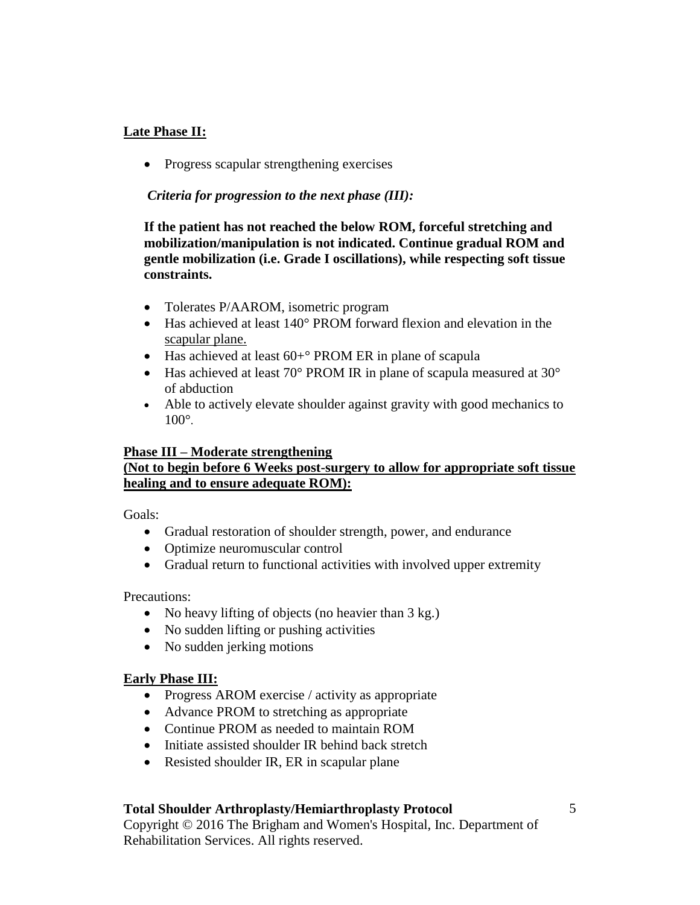**Late Phase II:**

- Progress scapular strengthening exercises

*Criteria for progression to the next phase (III):*

**If the patient has not reached the below ROM, forceful stretching and mobilization/manipulation is not indicated. Continue gradual ROM and gentle mobilization (i.e. Grade I oscillations), while respecting soft tissue constraints.**

- Tolerates P/AAROM, isometric program
- Has achieved at least 140° PROM forward flexion and elevation in the scapular plane.
- Has achieved at least 60+° PROM ER in plane of scapula
- Has achieved at least 70° PROM IR in plane of scapula measured at 30° of abduction
- Able to actively elevate shoulder against gravity with good mechanics to 100°.

**Phase III – Moderate strengthening**
**(Not to begin before 6 Weeks post-surgery to allow for appropriate soft tissue healing and to ensure adequate ROM):**

Goals:

- Gradual restoration of shoulder strength, power, and endurance
- Optimize neuromuscular control
- Gradual return to functional activities with involved upper extremity

Precautions:

- No heavy lifting of objects (no heavier than 3 kg.)
- No sudden lifting or pushing activities
- No sudden jerking motions

**Early Phase III:**

- Progress AROM exercise / activity as appropriate
- Advance PROM to stretching as appropriate
- Continue PROM as needed to maintain ROM
- Initiate assisted shoulder IR behind back stretch
- Resisted shoulder IR, ER in scapular plane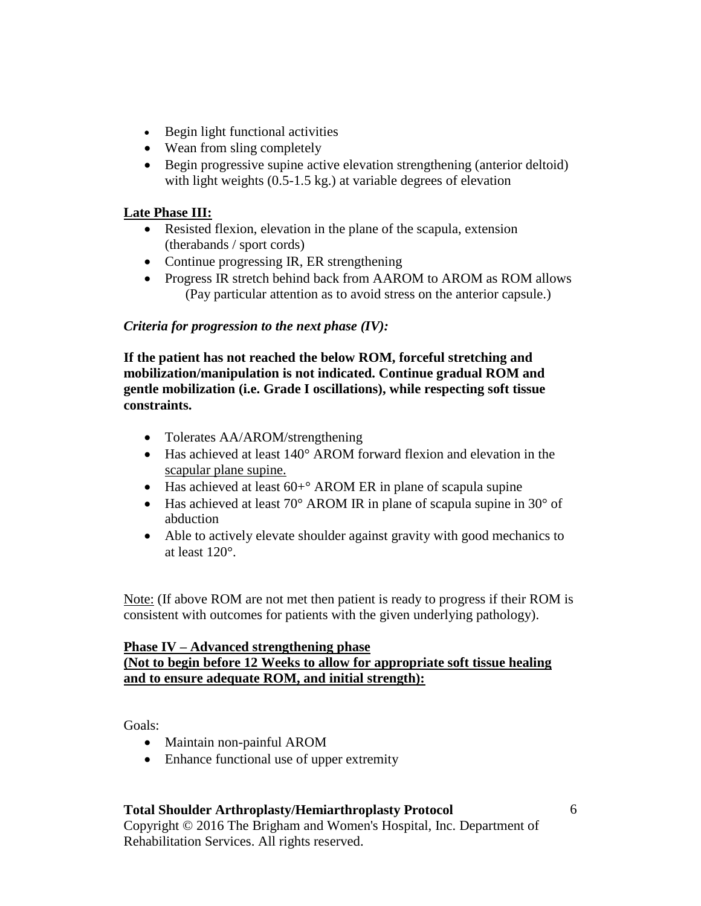- Begin light functional activities
- Wean from sling completely
- Begin progressive supine active elevation strengthening (anterior deltoid) with light weights (0.5-1.5 kg.) at variable degrees of elevation

**Late Phase III:**

- Resisted flexion, elevation in the plane of the scapula, extension (therabands / sport cords)
- Continue progressing IR, ER strengthening
- Progress IR stretch behind back from AAROM to AROM as ROM allows (Pay particular attention as to avoid stress on the anterior capsule.)

***Criteria for progression to the next phase (IV):***

**If the patient has not reached the below ROM, forceful stretching and mobilization/manipulation is not indicated. Continue gradual ROM and gentle mobilization (i.e. Grade I oscillations), while respecting soft tissue constraints.**

- Tolerates AA/AROM/strengthening
- Has achieved at least 140° AROM forward flexion and elevation in the scapular plane supine.
- Has achieved at least 60+° AROM ER in plane of scapula supine
- Has achieved at least 70° AROM IR in plane of scapula supine in 30° of abduction
- Able to actively elevate shoulder against gravity with good mechanics to at least 120°.

Note: (If above ROM are not met then patient is ready to progress if their ROM is consistent with outcomes for patients with the given underlying pathology).

**Phase IV – Advanced strengthening phase**
**(Not to begin before 12 Weeks to allow for appropriate soft tissue healing and to ensure adequate ROM, and initial strength):**

Goals:

- Maintain non-painful AROM
- Enhance functional use of upper extremity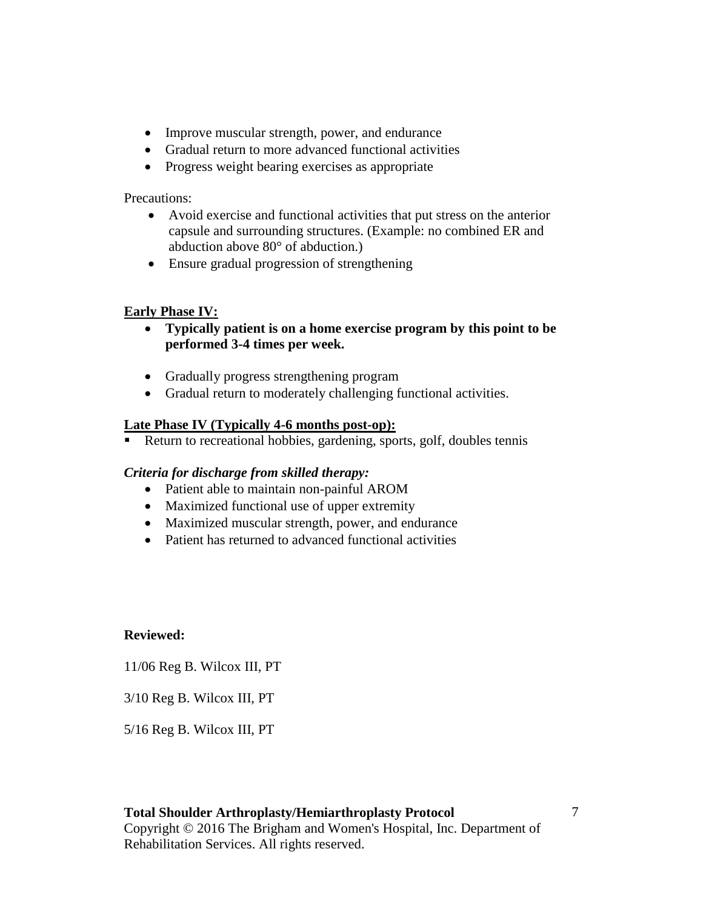- Improve muscular strength, power, and endurance
- Gradual return to more advanced functional activities
- Progress weight bearing exercises as appropriate

Precautions:

- Avoid exercise and functional activities that put stress on the anterior capsule and surrounding structures. (Example: no combined ER and abduction above 80° of abduction.)
- Ensure gradual progression of strengthening

**Early Phase IV:**

- **Typically patient is on a home exercise program by this point to be performed 3-4 times per week.**

- Gradually progress strengthening program
- Gradual return to moderately challenging functional activities.

**Late Phase IV (Typically 4-6 months post-op):**

- Return to recreational hobbies, gardening, sports, golf, doubles tennis

***Criteria for discharge from skilled therapy:***

- Patient able to maintain non-painful AROM
- Maximized functional use of upper extremity
- Maximized muscular strength, power, and endurance
- Patient has returned to advanced functional activities

**Reviewed:**

11/06 Reg B. Wilcox III, PT

3/10 Reg B. Wilcox III, PT

5/16 Reg B. Wilcox III, PT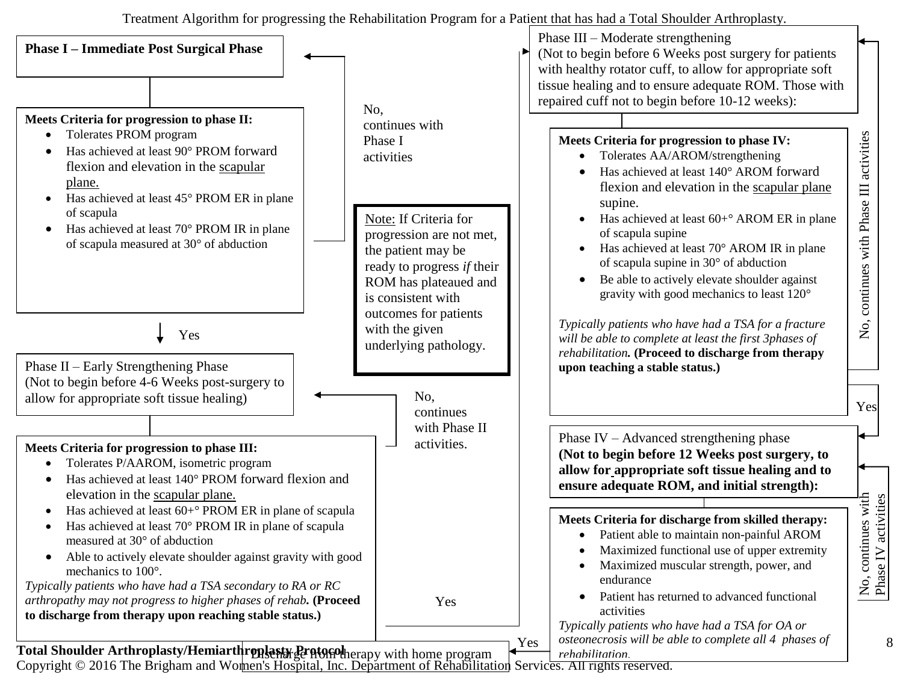Treatment Algorithm for progressing the Rehabilitation Program for a Patient that has had a Total Shoulder Arthroplasty.

**Phase I – Immediate Post Surgical Phase**

**Meets Criteria for progression to phase II:**

- Tolerates PROM program
- Has achieved at least 90° PROM forward flexion and elevation in the scapular plane.
- Has achieved at least 45° PROM ER in plane of scapula
- Has achieved at least 70° PROM IR in plane of scapula measured at 30° of abduction

No, continues with Phase I activities

Yes

Note: If Criteria for progression are not met, the patient may be ready to progress *if* their ROM has plateaued and is consistent with outcomes for patients with the given underlying pathology.

Phase II – Early Strengthening Phase
(Not to begin before 4-6 Weeks post-surgery to allow for appropriate soft tissue healing)

**Meets Criteria for progression to phase III:**

- Tolerates P/AAROM, isometric program
- Has achieved at least 140° PROM forward flexion and elevation in the scapular plane.
- Has achieved at least 60+° PROM ER in plane of scapula
- Has achieved at least 70° PROM IR in plane of scapula measured at 30° of abduction
- Able to actively elevate shoulder against gravity with good mechanics to 100°.

*Typically patients who have had a TSA secondary to RA or RC arthropathy may not progress to higher phases of rehab.* **(Proceed to discharge from therapy upon reaching stable status.)**

No, continues with Phase II activities.

Yes

Phase III – Moderate strengthening
(Not to begin before 6 Weeks post surgery for patients with healthy rotator cuff, to allow for appropriate soft tissue healing and to ensure adequate ROM. Those with repaired cuff not to begin before 10-12 weeks):

**Meets Criteria for progression to phase IV:**

- Tolerates AA/AROM/strengthening
- Has achieved at least 140° AROM forward flexion and elevation in the scapular plane supine.
- Has achieved at least 60+° AROM ER in plane of scapula supine
- Has achieved at least 70° AROM IR in plane of scapula supine in 30° of abduction
- Be able to actively elevate shoulder against gravity with good mechanics to least 120°

*Typically patients who have had a TSA for a fracture will be able to complete at least the first 3phases of rehabilitation.* **(Proceed to discharge from therapy upon teaching a stable status.)**

No, continues with Phase III activities

Yes

Phase IV – Advanced strengthening phase
**(Not to begin before 12 Weeks post surgery, to allow for appropriate soft tissue healing and to ensure adequate ROM, and initial strength):**

**Meets Criteria for discharge from skilled therapy:**

- Patient able to maintain non-painful AROM
- Maximized functional use of upper extremity
- Maximized muscular strength, power, and endurance
- Patient has returned to advanced functional activities

*Typically patients who have had a TSA for OA or osteonecrosis will be able to complete all 4 phases of rehabilitation.*

No, continues with Phase IV activities

Yes

Discharge from therapy with home program